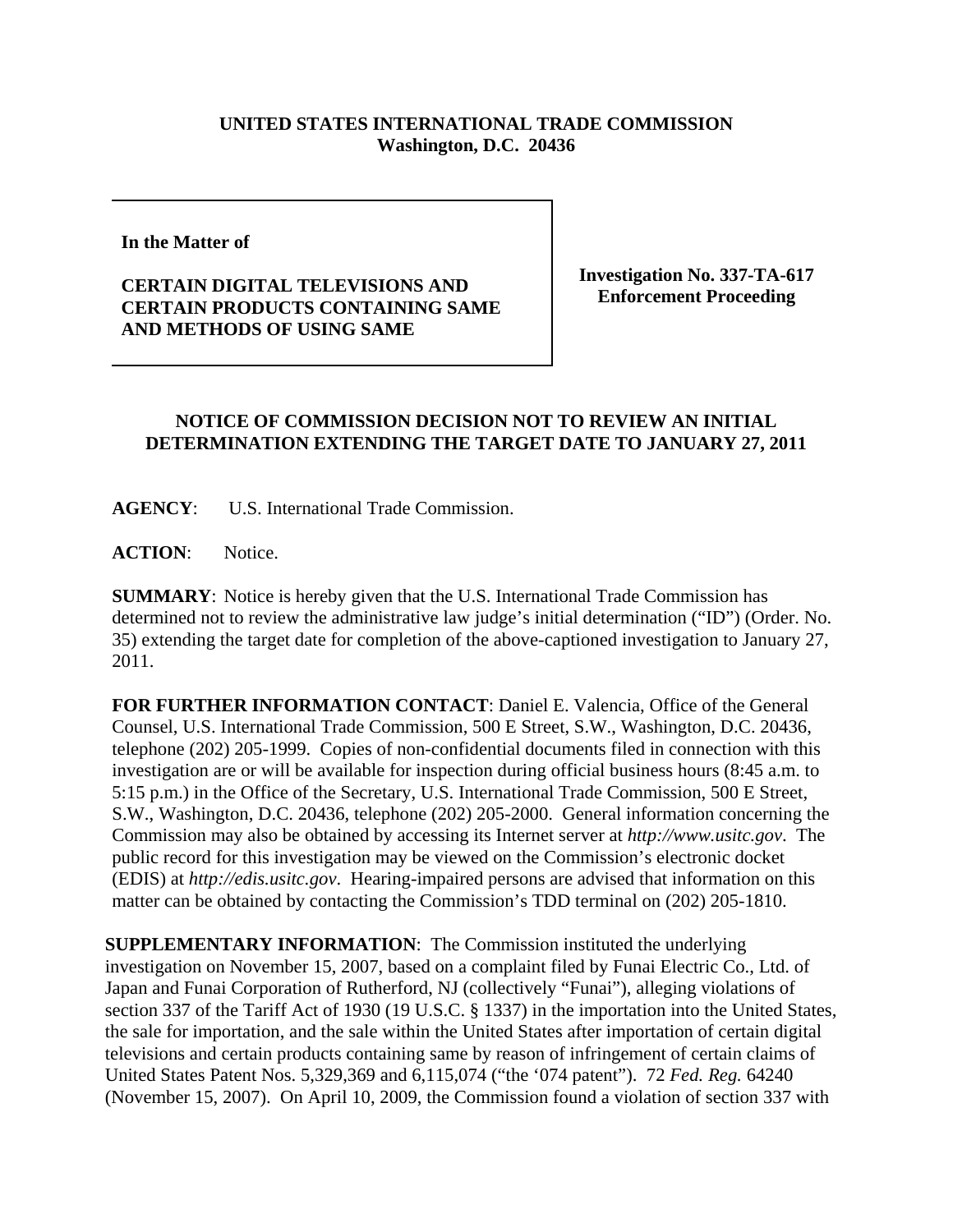**UNITED STATES INTERNATIONAL TRADE COMMISSION**
**Washington, D.C. 20436**

**In the Matter of**

**CERTAIN DIGITAL TELEVISIONS AND CERTAIN PRODUCTS CONTAINING SAME AND METHODS OF USING SAME**

**Investigation No. 337-TA-617**
**Enforcement Proceeding**

## NOTICE OF COMMISSION DECISION NOT TO REVIEW AN INITIAL DETERMINATION EXTENDING THE TARGET DATE TO JANUARY 27, 2011

**AGENCY**: U.S. International Trade Commission.

**ACTION**: Notice.

**SUMMARY**: Notice is hereby given that the U.S. International Trade Commission has determined not to review the administrative law judge's initial determination ("ID") (Order. No. 35) extending the target date for completion of the above-captioned investigation to January 27, 2011.

**FOR FURTHER INFORMATION CONTACT**: Daniel E. Valencia, Office of the General Counsel, U.S. International Trade Commission, 500 E Street, S.W., Washington, D.C. 20436, telephone (202) 205-1999. Copies of non-confidential documents filed in connection with this investigation are or will be available for inspection during official business hours (8:45 a.m. to 5:15 p.m.) in the Office of the Secretary, U.S. International Trade Commission, 500 E Street, S.W., Washington, D.C. 20436, telephone (202) 205-2000. General information concerning the Commission may also be obtained by accessing its Internet server at *http://www.usitc.gov*. The public record for this investigation may be viewed on the Commission's electronic docket (EDIS) at *http://edis.usitc.gov*. Hearing-impaired persons are advised that information on this matter can be obtained by contacting the Commission's TDD terminal on (202) 205-1810.

**SUPPLEMENTARY INFORMATION**: The Commission instituted the underlying investigation on November 15, 2007, based on a complaint filed by Funai Electric Co., Ltd. of Japan and Funai Corporation of Rutherford, NJ (collectively "Funai"), alleging violations of section 337 of the Tariff Act of 1930 (19 U.S.C. § 1337) in the importation into the United States, the sale for importation, and the sale within the United States after importation of certain digital televisions and certain products containing same by reason of infringement of certain claims of United States Patent Nos. 5,329,369 and 6,115,074 ("the '074 patent"). 72 *Fed. Reg.* 64240 (November 15, 2007). On April 10, 2009, the Commission found a violation of section 337 with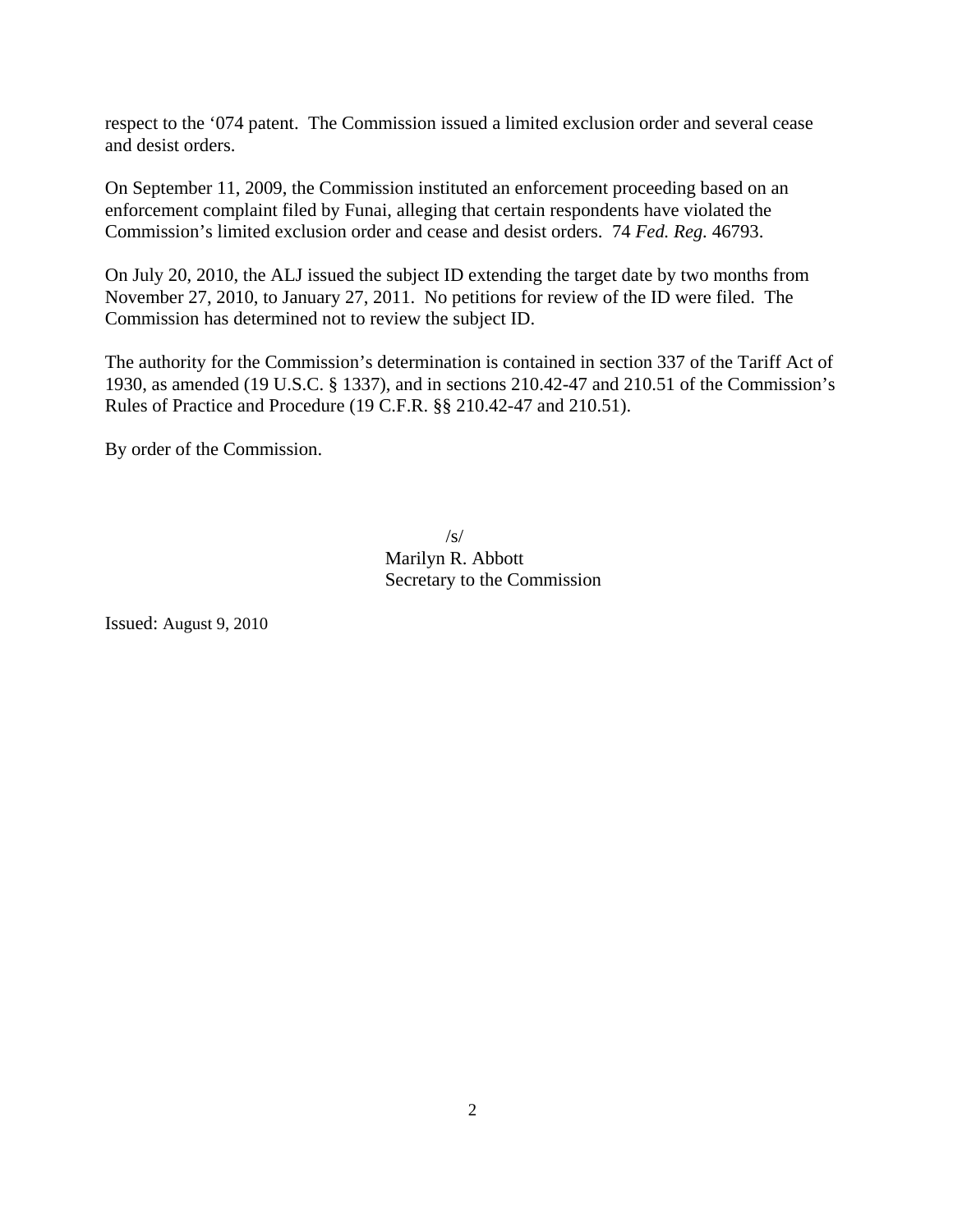respect to the '074 patent. The Commission issued a limited exclusion order and several cease and desist orders.

On September 11, 2009, the Commission instituted an enforcement proceeding based on an enforcement complaint filed by Funai, alleging that certain respondents have violated the Commission's limited exclusion order and cease and desist orders. 74 *Fed. Reg.* 46793.

On July 20, 2010, the ALJ issued the subject ID extending the target date by two months from November 27, 2010, to January 27, 2011. No petitions for review of the ID were filed. The Commission has determined not to review the subject ID.

The authority for the Commission's determination is contained in section 337 of the Tariff Act of 1930, as amended (19 U.S.C. § 1337), and in sections 210.42-47 and 210.51 of the Commission's Rules of Practice and Procedure (19 C.F.R. §§ 210.42-47 and 210.51).

By order of the Commission.

/s/
Marilyn R. Abbott
Secretary to the Commission

Issued: August 9, 2010